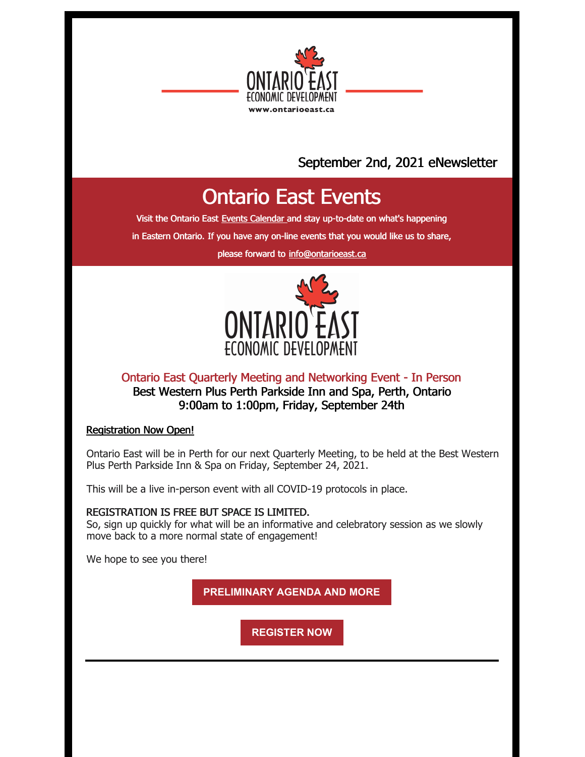ONTARIO EAST
ECONOMIC DEVELOPMENT
www.ontarioeast.ca

September 2nd, 2021 eNewsletter

# Ontario East Events

Visit the Ontario East Events Calendar and stay up-to-date on what's happening in Eastern Ontario. If you have any on-line events that you would like us to share, please forward to info@ontarioeast.ca

ONTARIO EAST
ECONOMIC DEVELOPMENT

### Ontario East Quarterly Meeting and Networking Event - In Person

**Best Western Plus Perth Parkside Inn and Spa, Perth, Ontario**
**9:00am to 1:00pm, Friday, September 24th**

Registration Now Open!

Ontario East will be in Perth for our next Quarterly Meeting, to be held at the Best Western Plus Perth Parkside Inn & Spa on Friday, September 24, 2021.

This will be a live in-person event with all COVID-19 protocols in place.

REGISTRATION IS FREE BUT SPACE IS LIMITED.
So, sign up quickly for what will be an informative and celebratory session as we slowly move back to a more normal state of engagement!

We hope to see you there!

**PRELIMINARY AGENDA AND MORE**

**REGISTER NOW**

---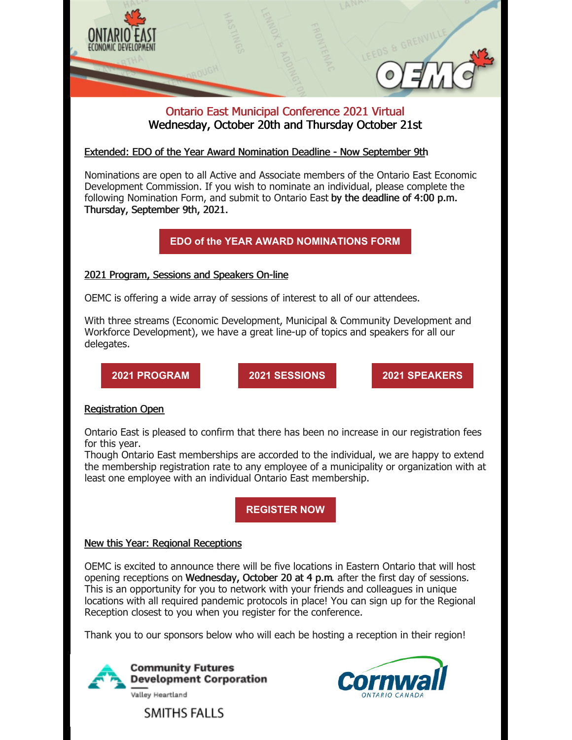Ontario East Municipal Conference 2021 Virtual
Wednesday, October 20th and Thursday October 21st

Extended: EDO of the Year Award Nomination Deadline - Now September 9th

Nominations are open to all Active and Associate members of the Ontario East Economic Development Commission. If you wish to nominate an individual, please complete the following Nomination Form, and submit to Ontario East **by the deadline of 4:00 p.m. Thursday, September 9th, 2021.**

**EDO of the YEAR AWARD NOMINATIONS FORM**

2021 Program, Sessions and Speakers On-line

OEMC is offering a wide array of sessions of interest to all of our attendees.

With three streams (Economic Development, Municipal & Community Development and Workforce Development), we have a great line-up of topics and speakers for all our delegates.

**2021 PROGRAM** | **2021 SESSIONS** | **2021 SPEAKERS**

Registration Open

Ontario East is pleased to confirm that there has been no increase in our registration fees for this year.
Though Ontario East memberships are accorded to the individual, we are happy to extend the membership registration rate to any employee of a municipality or organization with at least one employee with an individual Ontario East membership.

**REGISTER NOW**

New this Year: Regional Receptions

OEMC is excited to announce there will be five locations in Eastern Ontario that will host opening receptions on **Wednesday, October 20 at 4 p.m**. after the first day of sessions. This is an opportunity for you to network with your friends and colleagues in unique locations with all required pandemic protocols in place! You can sign up for the Regional Reception closest to you when you register for the conference.

Thank you to our sponsors below who will each be hosting a reception in their region!

Community Futures Development Corporation
Valley Heartland
SMITHS FALLS

Cornwall
ONTARIO CANADA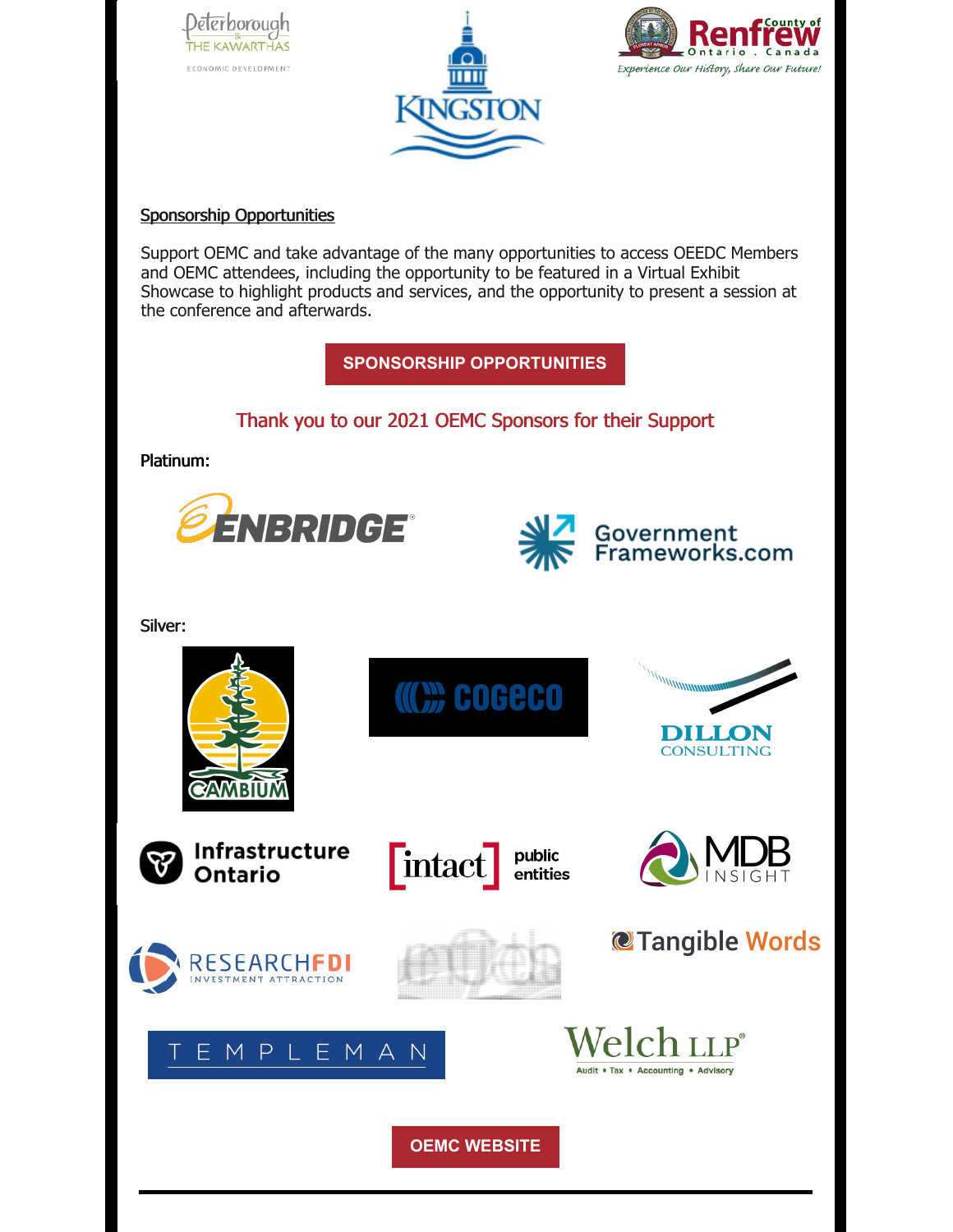Sponsorship Opportunities

Support OEMC and take advantage of the many opportunities to access OEEDC Members and OEMC attendees, including the opportunity to be featured in a Virtual Exhibit Showcase to highlight products and services, and the opportunity to present a session at the conference and afterwards.

**SPONSORSHIP OPPORTUNITIES**

Thank you to our 2021 OEMC Sponsors for their Support

**Platinum:**

**Silver:**

**OEMC WEBSITE**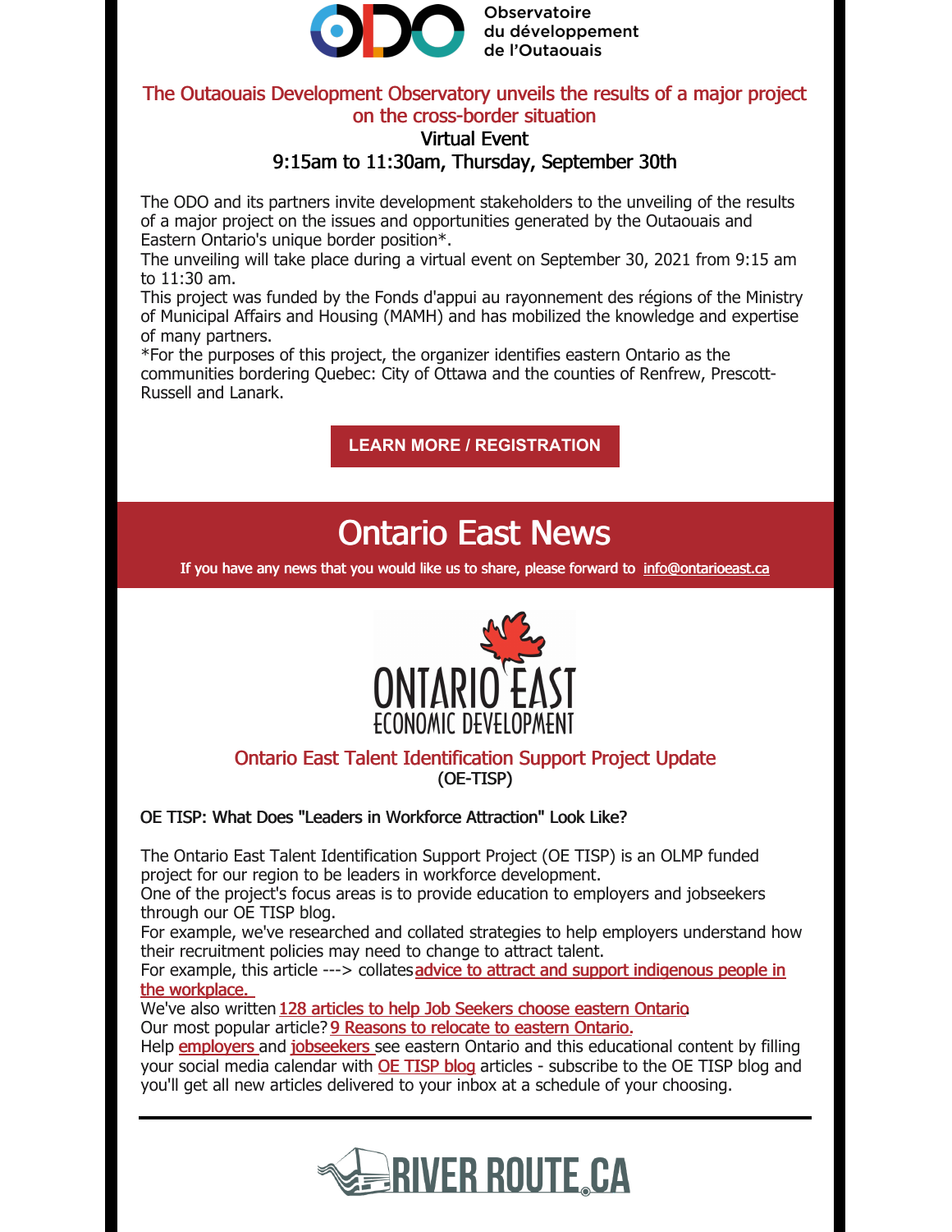Observatoire du développement de l'Outaouais

## The Outaouais Development Observatory unveils the results of a major project on the cross-border situation

Virtual Event

9:15am to 11:30am, Thursday, September 30th

The ODO and its partners invite development stakeholders to the unveiling of the results of a major project on the issues and opportunities generated by the Outaouais and Eastern Ontario's unique border position*.

The unveiling will take place during a virtual event on September 30, 2021 from 9:15 am to 11:30 am.

This project was funded by the Fonds d'appui au rayonnement des régions of the Ministry of Municipal Affairs and Housing (MAMH) and has mobilized the knowledge and expertise of many partners.

*For the purposes of this project, the organizer identifies eastern Ontario as the communities bordering Quebec: City of Ottawa and the counties of Renfrew, Prescott-Russell and Lanark.

**LEARN MORE / REGISTRATION**

# Ontario East News

If you have any news that you would like us to share, please forward to info@ontarioeast.ca

ONTARIO EAST ECONOMIC DEVELOPMENT

## Ontario East Talent Identification Support Project Update

(OE-TISP)

### OE TISP: What Does "Leaders in Workforce Attraction" Look Like?

The Ontario East Talent Identification Support Project (OE TISP) is an OLMP funded project for our region to be leaders in workforce development.

One of the project's focus areas is to provide education to employers and jobseekers through our OE TISP blog.

For example, we've researched and collated strategies to help employers understand how their recruitment policies may need to change to attract talent.

For example, this article ---> collates advice to attract and support indigenous people in the workplace.

We've also written 128 articles to help Job Seekers choose eastern Ontario

Our most popular article? 9 Reasons to relocate to eastern Ontario.

Help employers and jobseekers see eastern Ontario and this educational content by filling your social media calendar with OE TISP blog articles - subscribe to the OE TISP blog and you'll get all new articles delivered to your inbox at a schedule of your choosing.

RIVER ROUTE.CA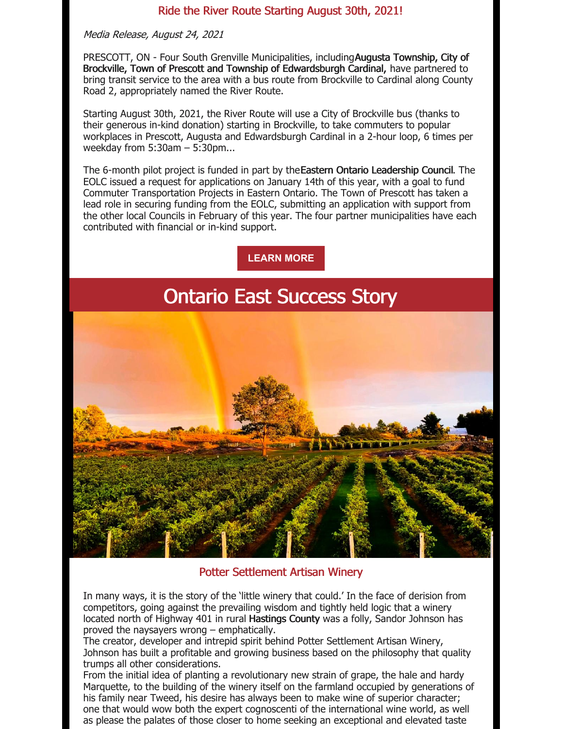## Ride the River Route Starting August 30th, 2021!

*Media Release, August 24, 2021*

PRESCOTT, ON - Four South Grenville Municipalities, including **Augusta Township, City of Brockville, Town of Prescott and Township of Edwardsburgh Cardinal,** have partnered to bring transit service to the area with a bus route from Brockville to Cardinal along County Road 2, appropriately named the River Route.

Starting August 30th, 2021, the River Route will use a City of Brockville bus (thanks to their generous in-kind donation) starting in Brockville, to take commuters to popular workplaces in Prescott, Augusta and Edwardsburgh Cardinal in a 2-hour loop, 6 times per weekday from 5:30am – 5:30pm...

The 6-month pilot project is funded in part by the **Eastern Ontario Leadership Council**. The EOLC issued a request for applications on January 14th of this year, with a goal to fund Commuter Transportation Projects in Eastern Ontario. The Town of Prescott has taken a lead role in securing funding from the EOLC, submitting an application with support from the other local Councils in February of this year. The four partner municipalities have each contributed with financial or in-kind support.

**LEARN MORE**

# Ontario East Success Story

## Potter Settlement Artisan Winery

In many ways, it is the story of the 'little winery that could.' In the face of derision from competitors, going against the prevailing wisdom and tightly held logic that a winery located north of Highway 401 in rural **Hastings County** was a folly, Sandor Johnson has proved the naysayers wrong – emphatically.

The creator, developer and intrepid spirit behind Potter Settlement Artisan Winery, Johnson has built a profitable and growing business based on the philosophy that quality trumps all other considerations.

From the initial idea of planting a revolutionary new strain of grape, the hale and hardy Marquette, to the building of the winery itself on the farmland occupied by generations of his family near Tweed, his desire has always been to make wine of superior character; one that would wow both the expert cognoscenti of the international wine world, as well as please the palates of those closer to home seeking an exceptional and elevated taste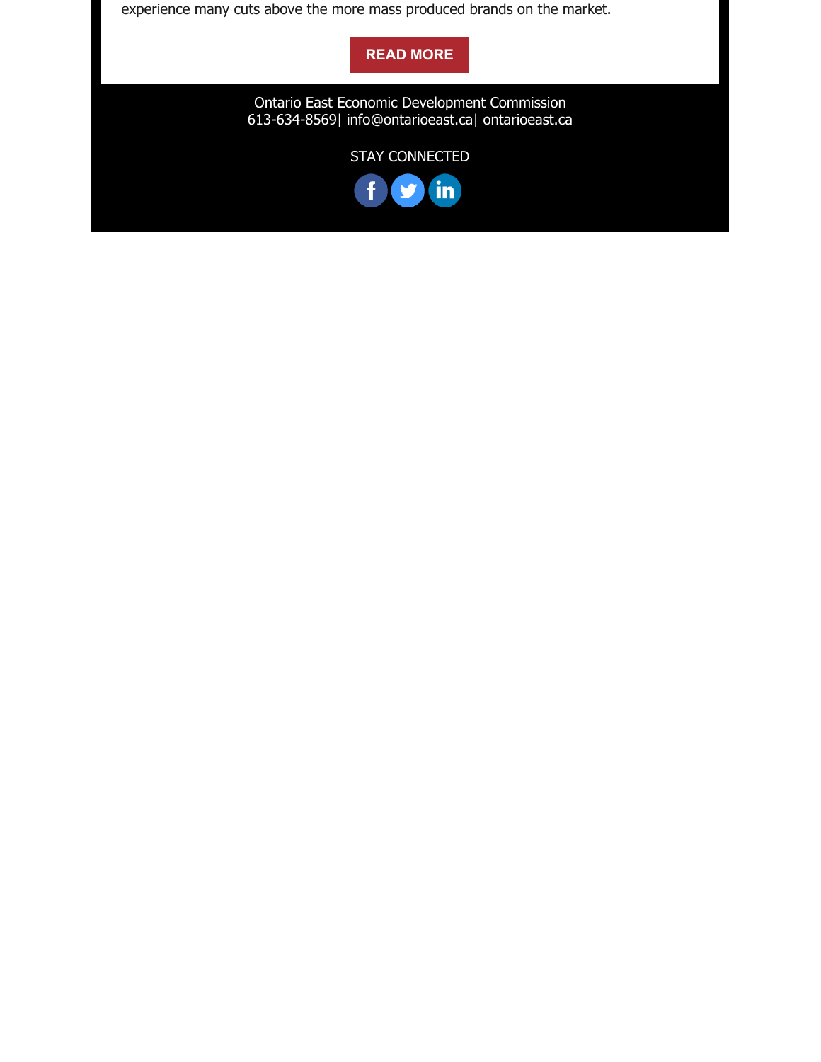experience many cuts above the more mass produced brands on the market.

READ MORE

Ontario East Economic Development Commission
613-634-8569| info@ontarioeast.ca| ontarioeast.ca

STAY CONNECTED